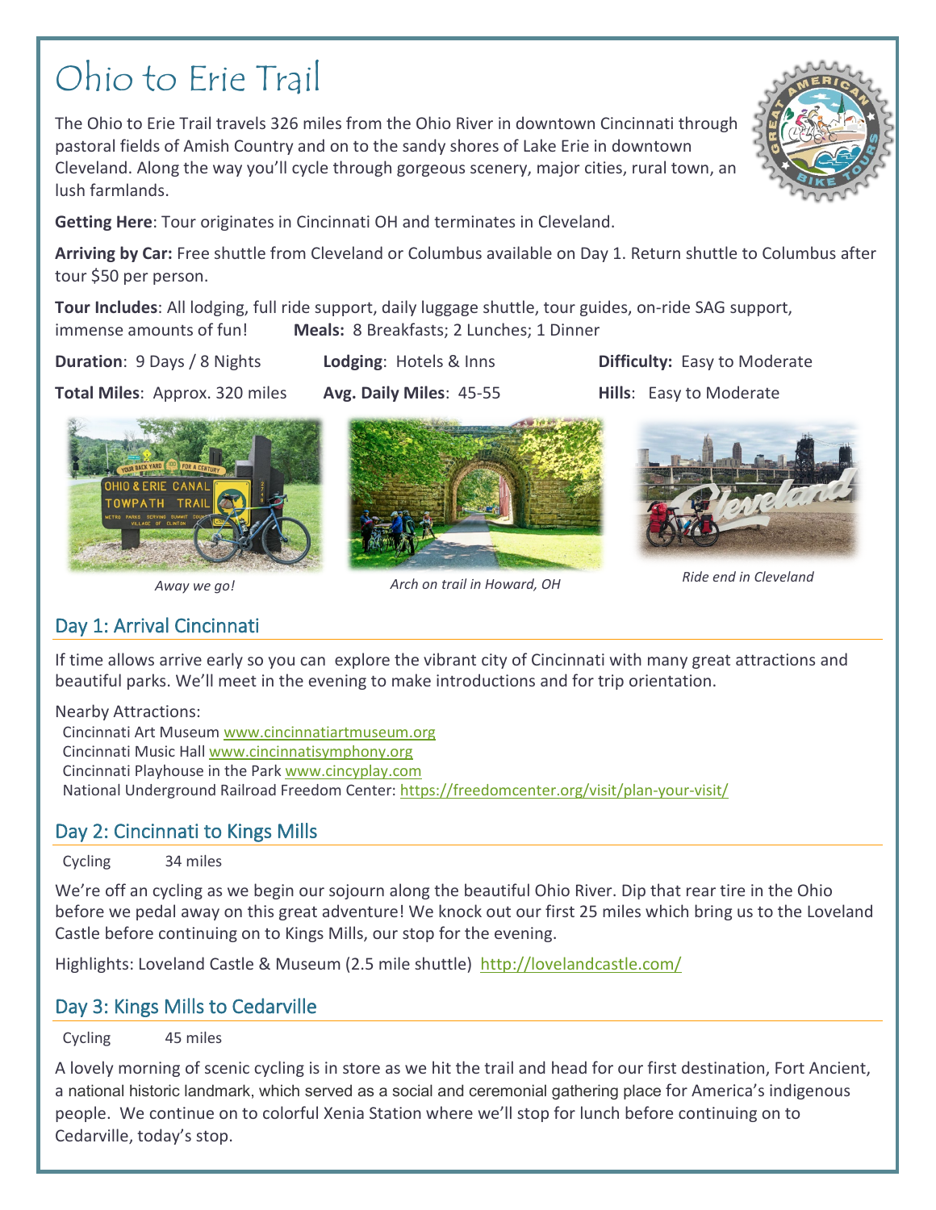# Ohio to Erie Trail

The Ohio to Erie Trail travels 326 miles from the Ohio River in downtown Cincinnati through pastoral fields of Amish Country and on to the sandy shores of Lake Erie in downtown Cleveland. Along the way you'll cycle through gorgeous scenery, major cities, rural town, an lush farmlands.

**Getting Here**: Tour originates in Cincinnati OH and terminates in Cleveland.

**Arriving by Car:** Free shuttle from Cleveland or Columbus available on Day 1. Return shuttle to Columbus after tour $50 per person.

**Tour Includes**: All lodging, full ride support, daily luggage shuttle, tour guides, on-ride SAG support, immense amounts of fun! **Meals:** 8 Breakfasts; 2 Lunches; 1 Dinner

**Duration**: 9 Days / 8 Nights  **Lodging**: Hotels & Inns  **Difficulty:** Easy to Moderate

**Total Miles**: Approx. 320 miles  **Avg. Daily Miles**: 45-55  **Hills**: Easy to Moderate

*Away we go!*

*Arch on trail in Howard, OH*

*Ride end in Cleveland*

## Day 1: Arrival Cincinnati

If time allows arrive early so you can explore the vibrant city of Cincinnati with many great attractions and beautiful parks. We'll meet in the evening to make introductions and for trip orientation.

Nearby Attractions:
- Cincinnati Art Museum www.cincinnatiartmuseum.org
- Cincinnati Music Hall www.cincinnatisymphony.org
- Cincinnati Playhouse in the Park www.cincyplay.com
- National Underground Railroad Freedom Center: https://freedomcenter.org/visit/plan-your-visit/

## Day 2: Cincinnati to Kings Mills

Cycling  34 miles

We're off an cycling as we begin our sojourn along the beautiful Ohio River. Dip that rear tire in the Ohio before we pedal away on this great adventure! We knock out our first 25 miles which bring us to the Loveland Castle before continuing on to Kings Mills, our stop for the evening.

Highlights: Loveland Castle & Museum (2.5 mile shuttle) http://lovelandcastle.com/

## Day 3: Kings Mills to Cedarville

Cycling  45 miles

A lovely morning of scenic cycling is in store as we hit the trail and head for our first destination, Fort Ancient, a national historic landmark, which served as a social and ceremonial gathering place for America's indigenous people. We continue on to colorful Xenia Station where we'll stop for lunch before continuing on to Cedarville, today's stop.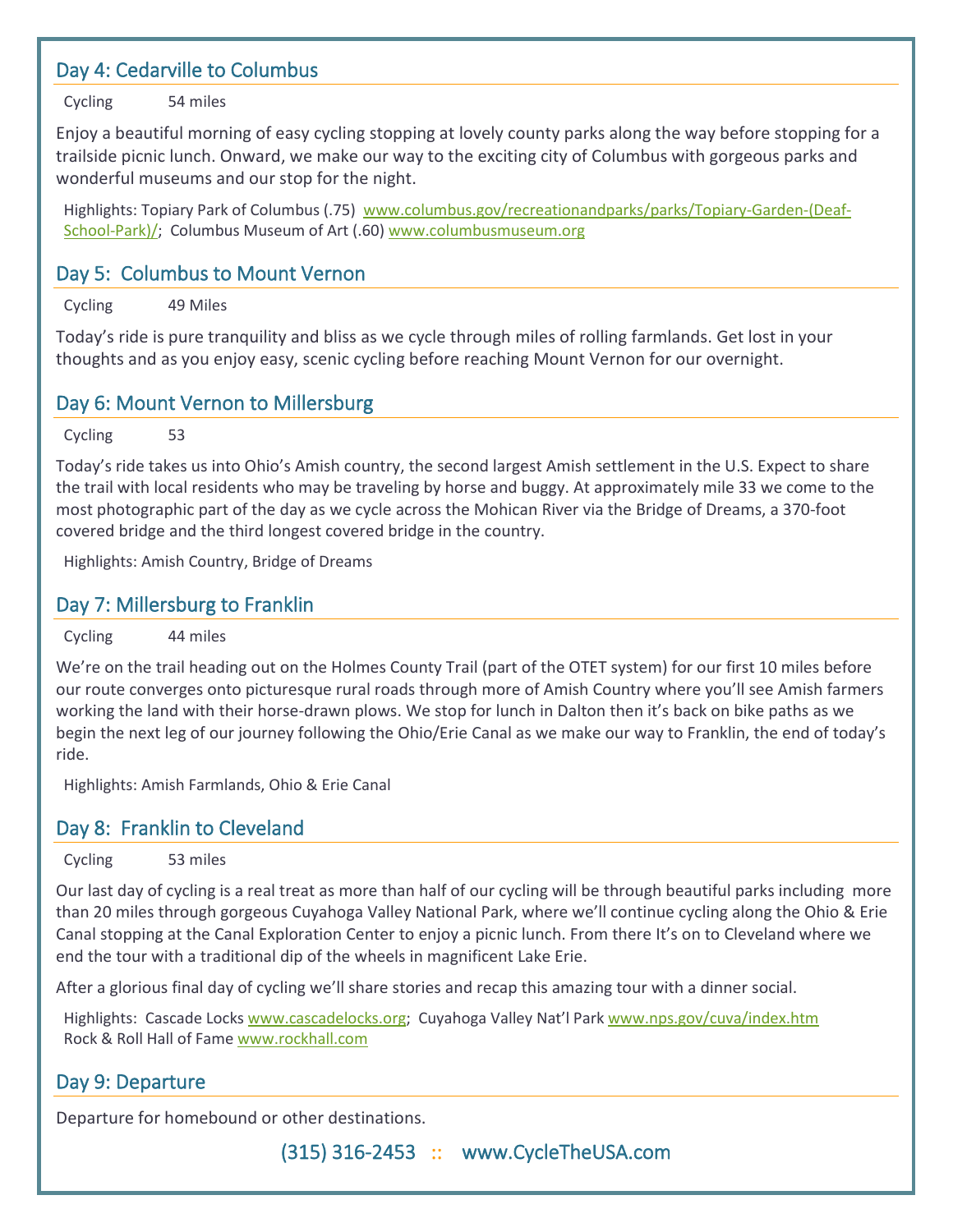## Day 4: Cedarville to Columbus

Cycling 54 miles

Enjoy a beautiful morning of easy cycling stopping at lovely county parks along the way before stopping for a trailside picnic lunch. Onward, we make our way to the exciting city of Columbus with gorgeous parks and wonderful museums and our stop for the night.

Highlights: Topiary Park of Columbus (.75) www.columbus.gov/recreationandparks/parks/Topiary-Garden-(Deaf-School-Park)/; Columbus Museum of Art (.60) www.columbusmuseum.org

## Day 5: Columbus to Mount Vernon

Cycling 49 Miles

Today's ride is pure tranquility and bliss as we cycle through miles of rolling farmlands. Get lost in your thoughts and as you enjoy easy, scenic cycling before reaching Mount Vernon for our overnight.

## Day 6: Mount Vernon to Millersburg

Cycling 53

Today's ride takes us into Ohio's Amish country, the second largest Amish settlement in the U.S. Expect to share the trail with local residents who may be traveling by horse and buggy. At approximately mile 33 we come to the most photographic part of the day as we cycle across the Mohican River via the Bridge of Dreams, a 370-foot covered bridge and the third longest covered bridge in the country.

Highlights: Amish Country, Bridge of Dreams

## Day 7: Millersburg to Franklin

Cycling 44 miles

We're on the trail heading out on the Holmes County Trail (part of the OTET system) for our first 10 miles before our route converges onto picturesque rural roads through more of Amish Country where you'll see Amish farmers working the land with their horse-drawn plows. We stop for lunch in Dalton then it's back on bike paths as we begin the next leg of our journey following the Ohio/Erie Canal as we make our way to Franklin, the end of today's ride.

Highlights: Amish Farmlands, Ohio & Erie Canal

## Day 8: Franklin to Cleveland

Cycling 53 miles

Our last day of cycling is a real treat as more than half of our cycling will be through beautiful parks including more than 20 miles through gorgeous Cuyahoga Valley National Park, where we'll continue cycling along the Ohio & Erie Canal stopping at the Canal Exploration Center to enjoy a picnic lunch. From there It's on to Cleveland where we end the tour with a traditional dip of the wheels in magnificent Lake Erie.

After a glorious final day of cycling we'll share stories and recap this amazing tour with a dinner social.

Highlights: Cascade Locks www.cascadelocks.org; Cuyahoga Valley Nat'l Park www.nps.gov/cuva/index.htm
Rock & Roll Hall of Fame www.rockhall.com

## Day 9: Departure

Departure for homebound or other destinations.

(315) 316-2453 :: www.CycleTheUSA.com